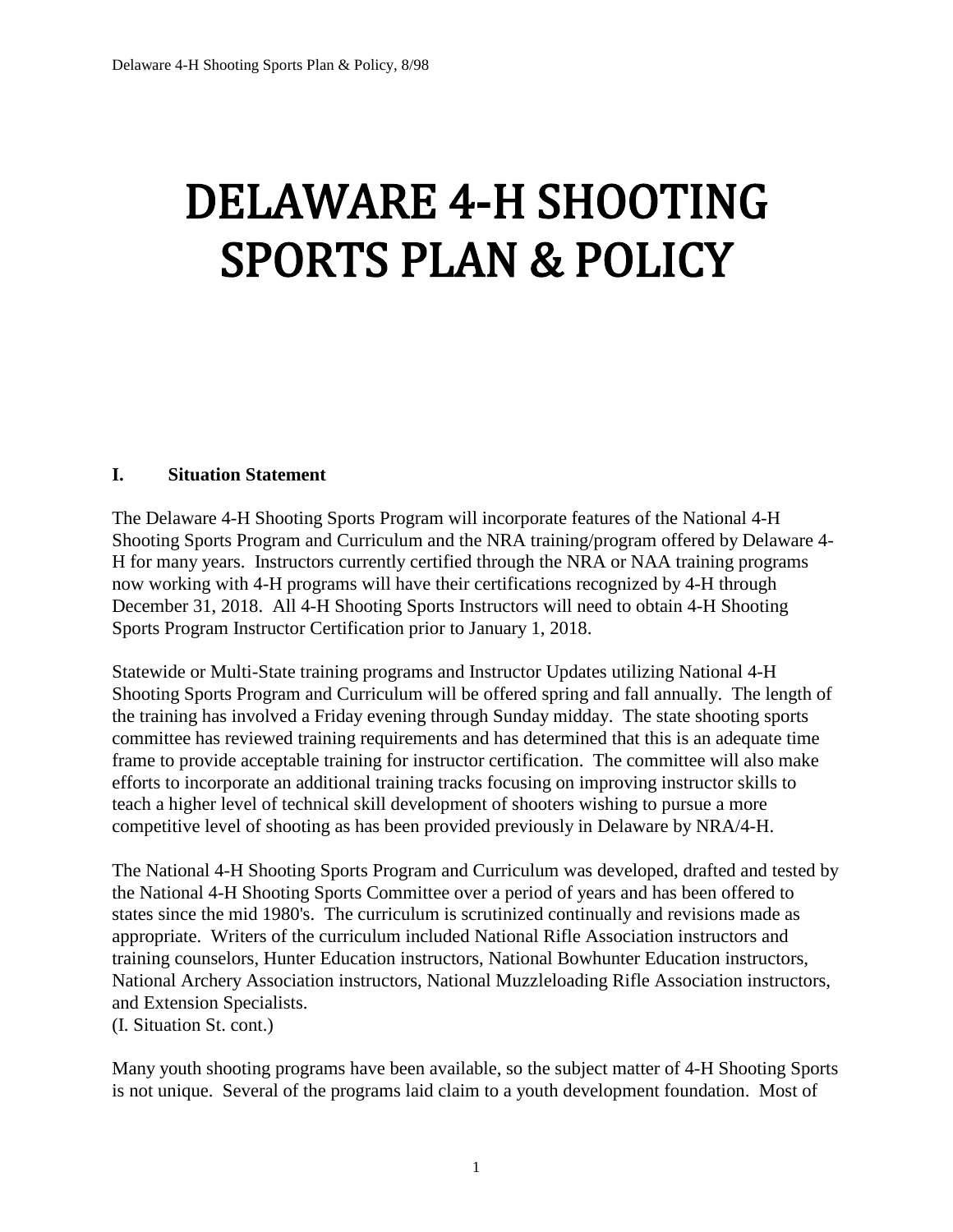# DELAWARE 4-H SHOOTING SPORTS PLAN & POLICY

## I. Situation Statement

The Delaware 4-H Shooting Sports Program will incorporate features of the National 4-H Shooting Sports Program and Curriculum and the NRA training/program offered by Delaware 4-H for many years. Instructors currently certified through the NRA or NAA training programs now working with 4-H programs will have their certifications recognized by 4-H through December 31, 2018. All 4-H Shooting Sports Instructors will need to obtain 4-H Shooting Sports Program Instructor Certification prior to January 1, 2018.

Statewide or Multi-State training programs and Instructor Updates utilizing National 4-H Shooting Sports Program and Curriculum will be offered spring and fall annually. The length of the training has involved a Friday evening through Sunday midday. The state shooting sports committee has reviewed training requirements and has determined that this is an adequate time frame to provide acceptable training for instructor certification. The committee will also make efforts to incorporate an additional training tracks focusing on improving instructor skills to teach a higher level of technical skill development of shooters wishing to pursue a more competitive level of shooting as has been provided previously in Delaware by NRA/4-H.

The National 4-H Shooting Sports Program and Curriculum was developed, drafted and tested by the National 4-H Shooting Sports Committee over a period of years and has been offered to states since the mid 1980's. The curriculum is scrutinized continually and revisions made as appropriate. Writers of the curriculum included National Rifle Association instructors and training counselors, Hunter Education instructors, National Bowhunter Education instructors, National Archery Association instructors, National Muzzleloading Rifle Association instructors, and Extension Specialists.

(I. Situation St. cont.)

Many youth shooting programs have been available, so the subject matter of 4-H Shooting Sports is not unique. Several of the programs laid claim to a youth development foundation. Most of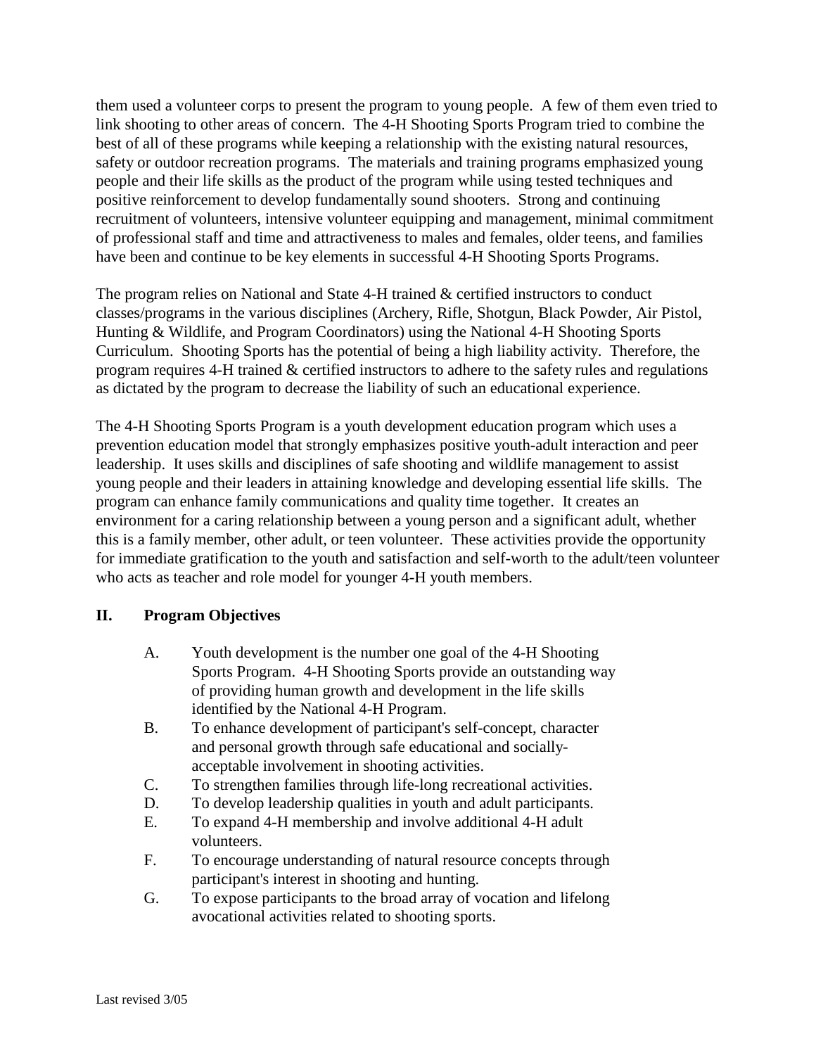them used a volunteer corps to present the program to young people. A few of them even tried to link shooting to other areas of concern. The 4-H Shooting Sports Program tried to combine the best of all of these programs while keeping a relationship with the existing natural resources, safety or outdoor recreation programs. The materials and training programs emphasized young people and their life skills as the product of the program while using tested techniques and positive reinforcement to develop fundamentally sound shooters. Strong and continuing recruitment of volunteers, intensive volunteer equipping and management, minimal commitment of professional staff and time and attractiveness to males and females, older teens, and families have been and continue to be key elements in successful 4-H Shooting Sports Programs.

The program relies on National and State 4-H trained & certified instructors to conduct classes/programs in the various disciplines (Archery, Rifle, Shotgun, Black Powder, Air Pistol, Hunting & Wildlife, and Program Coordinators) using the National 4-H Shooting Sports Curriculum. Shooting Sports has the potential of being a high liability activity. Therefore, the program requires 4-H trained & certified instructors to adhere to the safety rules and regulations as dictated by the program to decrease the liability of such an educational experience.

The 4-H Shooting Sports Program is a youth development education program which uses a prevention education model that strongly emphasizes positive youth-adult interaction and peer leadership. It uses skills and disciplines of safe shooting and wildlife management to assist young people and their leaders in attaining knowledge and developing essential life skills. The program can enhance family communications and quality time together. It creates an environment for a caring relationship between a young person and a significant adult, whether this is a family member, other adult, or teen volunteer. These activities provide the opportunity for immediate gratification to the youth and satisfaction and self-worth to the adult/teen volunteer who acts as teacher and role model for younger 4-H youth members.

## II. Program Objectives

A. Youth development is the number one goal of the 4-H Shooting Sports Program. 4-H Shooting Sports provide an outstanding way of providing human growth and development in the life skills identified by the National 4-H Program.

B. To enhance development of participant's self-concept, character and personal growth through safe educational and socially-acceptable involvement in shooting activities.

C. To strengthen families through life-long recreational activities.

D. To develop leadership qualities in youth and adult participants.

E. To expand 4-H membership and involve additional 4-H adult volunteers.

F. To encourage understanding of natural resource concepts through participant's interest in shooting and hunting.

G. To expose participants to the broad array of vocation and lifelong avocational activities related to shooting sports.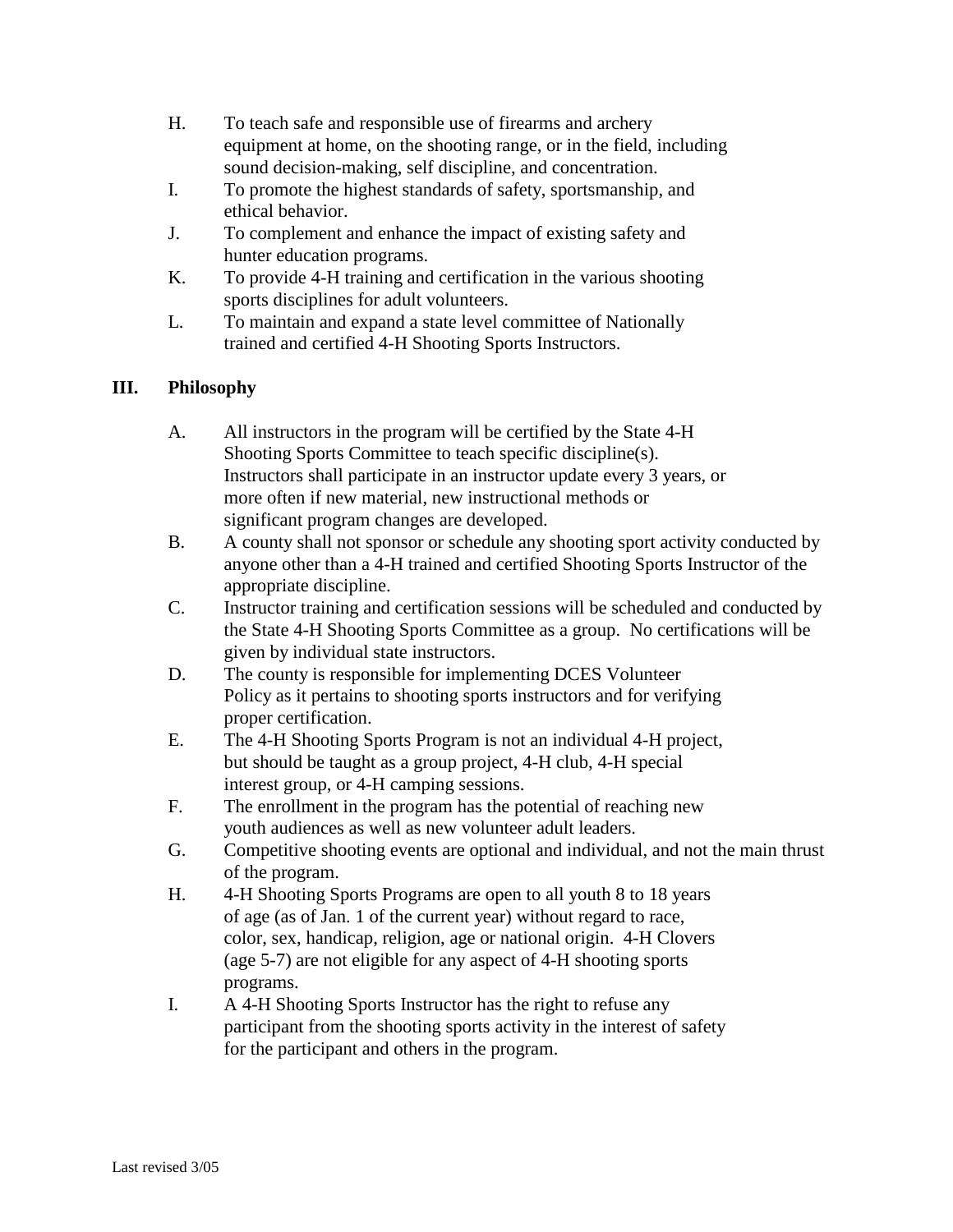H. To teach safe and responsible use of firearms and archery equipment at home, on the shooting range, or in the field, including sound decision-making, self discipline, and concentration.

I. To promote the highest standards of safety, sportsmanship, and ethical behavior.

J. To complement and enhance the impact of existing safety and hunter education programs.

K. To provide 4-H training and certification in the various shooting sports disciplines for adult volunteers.

L. To maintain and expand a state level committee of Nationally trained and certified 4-H Shooting Sports Instructors.

## III. Philosophy

A. All instructors in the program will be certified by the State 4-H Shooting Sports Committee to teach specific discipline(s). Instructors shall participate in an instructor update every 3 years, or more often if new material, new instructional methods or significant program changes are developed.

B. A county shall not sponsor or schedule any shooting sport activity conducted by anyone other than a 4-H trained and certified Shooting Sports Instructor of the appropriate discipline.

C. Instructor training and certification sessions will be scheduled and conducted by the State 4-H Shooting Sports Committee as a group. No certifications will be given by individual state instructors.

D. The county is responsible for implementing DCES Volunteer Policy as it pertains to shooting sports instructors and for verifying proper certification.

E. The 4-H Shooting Sports Program is not an individual 4-H project, but should be taught as a group project, 4-H club, 4-H special interest group, or 4-H camping sessions.

F. The enrollment in the program has the potential of reaching new youth audiences as well as new volunteer adult leaders.

G. Competitive shooting events are optional and individual, and not the main thrust of the program.

H. 4-H Shooting Sports Programs are open to all youth 8 to 18 years of age (as of Jan. 1 of the current year) without regard to race, color, sex, handicap, religion, age or national origin. 4-H Clovers (age 5-7) are not eligible for any aspect of 4-H shooting sports programs.

I. A 4-H Shooting Sports Instructor has the right to refuse any participant from the shooting sports activity in the interest of safety for the participant and others in the program.

Last revised 3/05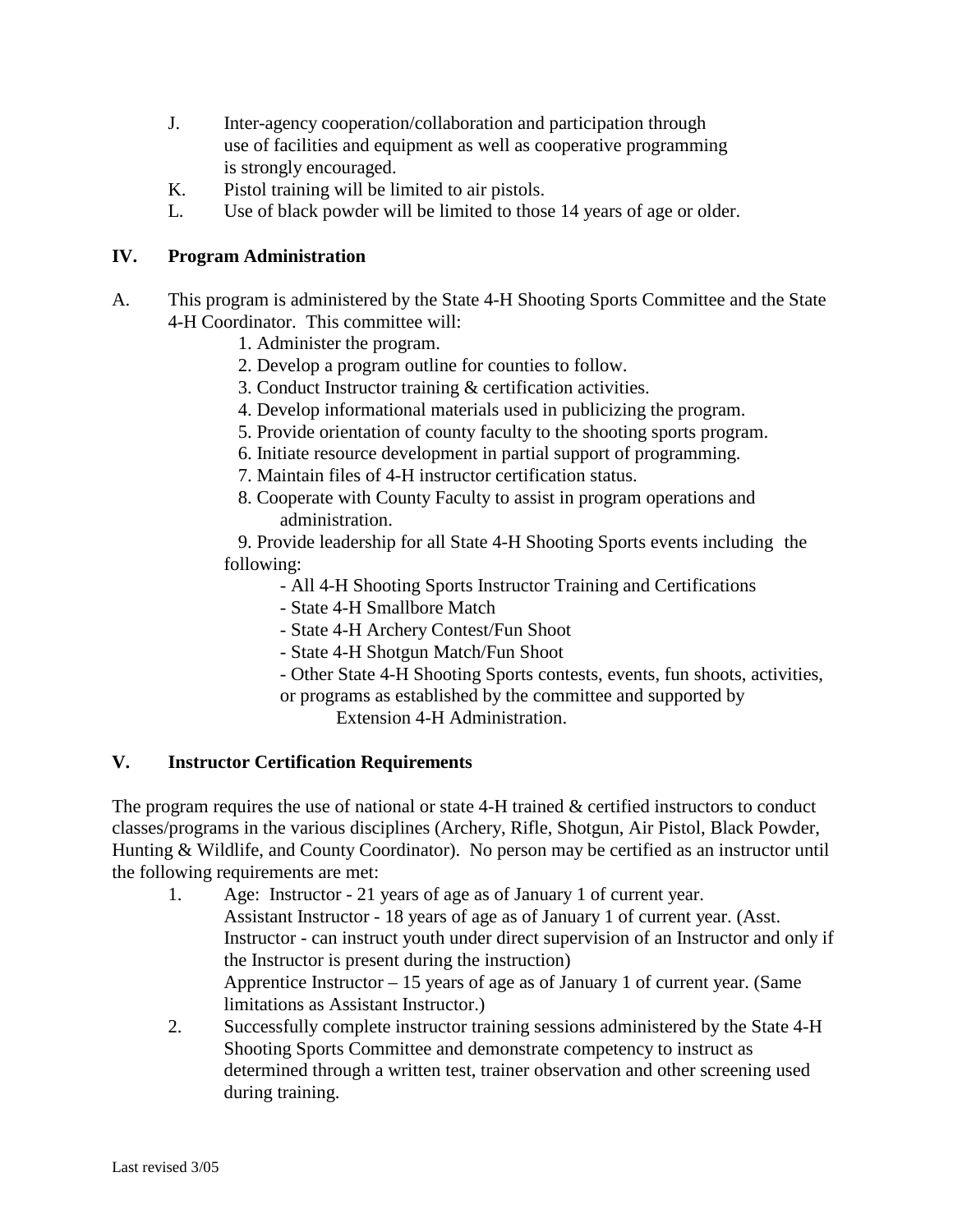J. Inter-agency cooperation/collaboration and participation through use of facilities and equipment as well as cooperative programming is strongly encouraged.

K. Pistol training will be limited to air pistols.

L. Use of black powder will be limited to those 14 years of age or older.

## IV. Program Administration

A. This program is administered by the State 4-H Shooting Sports Committee and the State 4-H Coordinator. This committee will:

1. Administer the program.
2. Develop a program outline for counties to follow.
3. Conduct Instructor training & certification activities.
4. Develop informational materials used in publicizing the program.
5. Provide orientation of county faculty to the shooting sports program.
6. Initiate resource development in partial support of programming.
7. Maintain files of 4-H instructor certification status.
8. Cooperate with County Faculty to assist in program operations and administration.
9. Provide leadership for all State 4-H Shooting Sports events including the following:
   - All 4-H Shooting Sports Instructor Training and Certifications
   - State 4-H Smallbore Match
   - State 4-H Archery Contest/Fun Shoot
   - State 4-H Shotgun Match/Fun Shoot
   - Other State 4-H Shooting Sports contests, events, fun shoots, activities, or programs as established by the committee and supported by Extension 4-H Administration.

## V. Instructor Certification Requirements

The program requires the use of national or state 4-H trained & certified instructors to conduct classes/programs in the various disciplines (Archery, Rifle, Shotgun, Air Pistol, Black Powder, Hunting & Wildlife, and County Coordinator). No person may be certified as an instructor until the following requirements are met:

1. Age: Instructor - 21 years of age as of January 1 of current year.
   Assistant Instructor - 18 years of age as of January 1 of current year. (Asst. Instructor - can instruct youth under direct supervision of an Instructor and only if the Instructor is present during the instruction)
   Apprentice Instructor – 15 years of age as of January 1 of current year. (Same limitations as Assistant Instructor.)
2. Successfully complete instructor training sessions administered by the State 4-H Shooting Sports Committee and demonstrate competency to instruct as determined through a written test, trainer observation and other screening used during training.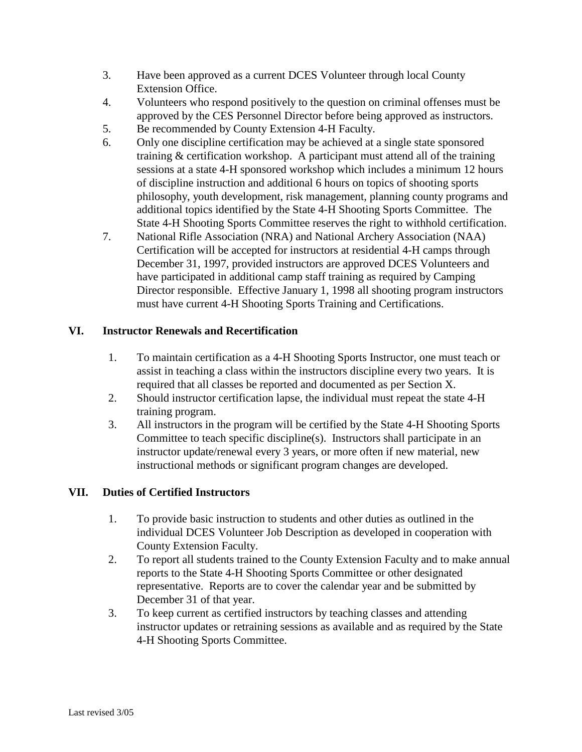3. Have been approved as a current DCES Volunteer through local County Extension Office.
4. Volunteers who respond positively to the question on criminal offenses must be approved by the CES Personnel Director before being approved as instructors.
5. Be recommended by County Extension 4-H Faculty.
6. Only one discipline certification may be achieved at a single state sponsored training & certification workshop. A participant must attend all of the training sessions at a state 4-H sponsored workshop which includes a minimum 12 hours of discipline instruction and additional 6 hours on topics of shooting sports philosophy, youth development, risk management, planning county programs and additional topics identified by the State 4-H Shooting Sports Committee. The State 4-H Shooting Sports Committee reserves the right to withhold certification.
7. National Rifle Association (NRA) and National Archery Association (NAA) Certification will be accepted for instructors at residential 4-H camps through December 31, 1997, provided instructors are approved DCES Volunteers and have participated in additional camp staff training as required by Camping Director responsible. Effective January 1, 1998 all shooting program instructors must have current 4-H Shooting Sports Training and Certifications.

## VI. Instructor Renewals and Recertification

1. To maintain certification as a 4-H Shooting Sports Instructor, one must teach or assist in teaching a class within the instructors discipline every two years. It is required that all classes be reported and documented as per Section X.
2. Should instructor certification lapse, the individual must repeat the state 4-H training program.
3. All instructors in the program will be certified by the State 4-H Shooting Sports Committee to teach specific discipline(s). Instructors shall participate in an instructor update/renewal every 3 years, or more often if new material, new instructional methods or significant program changes are developed.

## VII. Duties of Certified Instructors

1. To provide basic instruction to students and other duties as outlined in the individual DCES Volunteer Job Description as developed in cooperation with County Extension Faculty.
2. To report all students trained to the County Extension Faculty and to make annual reports to the State 4-H Shooting Sports Committee or other designated representative. Reports are to cover the calendar year and be submitted by December 31 of that year.
3. To keep current as certified instructors by teaching classes and attending instructor updates or retraining sessions as available and as required by the State 4-H Shooting Sports Committee.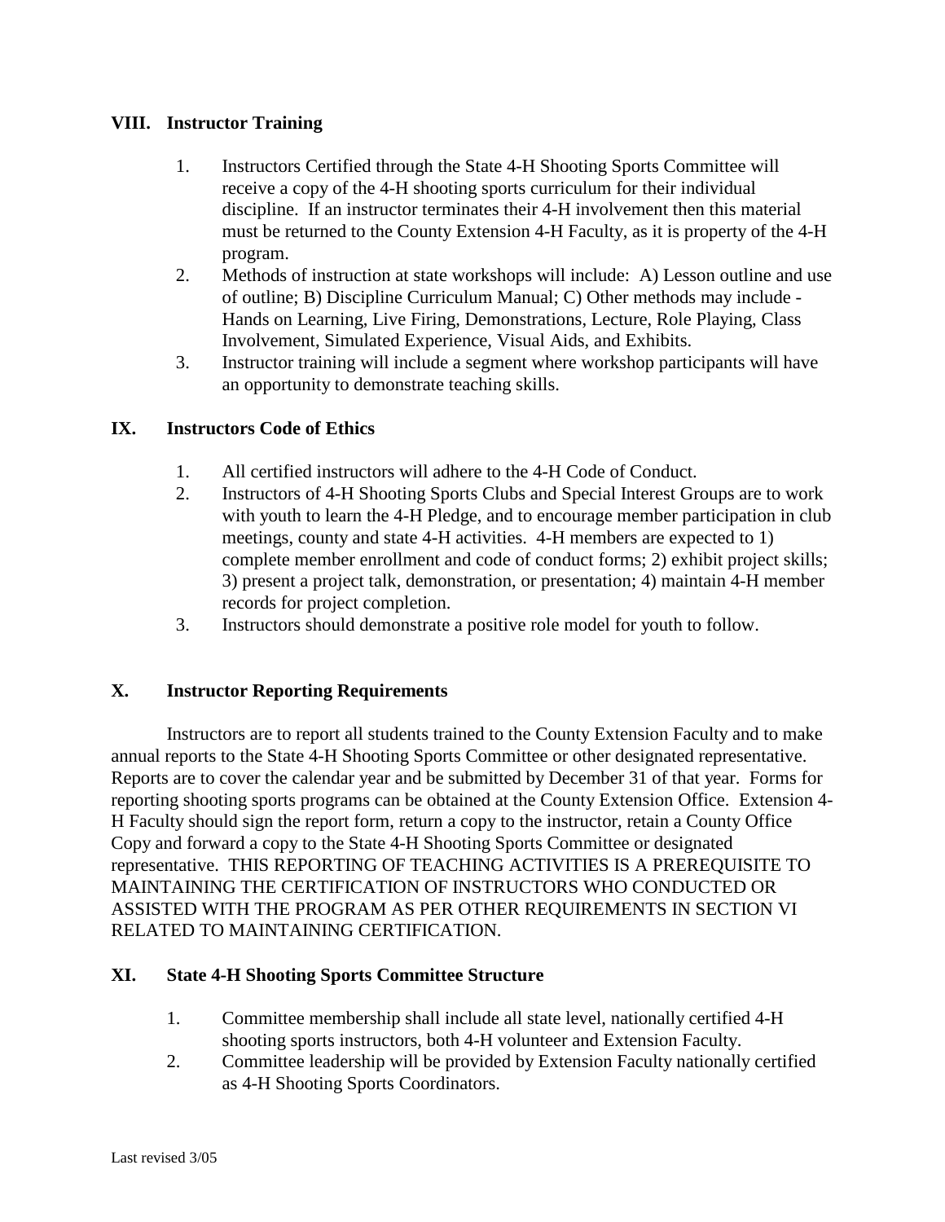## VIII. Instructor Training

1. Instructors Certified through the State 4-H Shooting Sports Committee will receive a copy of the 4-H shooting sports curriculum for their individual discipline. If an instructor terminates their 4-H involvement then this material must be returned to the County Extension 4-H Faculty, as it is property of the 4-H program.
2. Methods of instruction at state workshops will include: A) Lesson outline and use of outline; B) Discipline Curriculum Manual; C) Other methods may include - Hands on Learning, Live Firing, Demonstrations, Lecture, Role Playing, Class Involvement, Simulated Experience, Visual Aids, and Exhibits.
3. Instructor training will include a segment where workshop participants will have an opportunity to demonstrate teaching skills.

## IX. Instructors Code of Ethics

1. All certified instructors will adhere to the 4-H Code of Conduct.
2. Instructors of 4-H Shooting Sports Clubs and Special Interest Groups are to work with youth to learn the 4-H Pledge, and to encourage member participation in club meetings, county and state 4-H activities. 4-H members are expected to 1) complete member enrollment and code of conduct forms; 2) exhibit project skills; 3) present a project talk, demonstration, or presentation; 4) maintain 4-H member records for project completion.
3. Instructors should demonstrate a positive role model for youth to follow.

## X. Instructor Reporting Requirements

Instructors are to report all students trained to the County Extension Faculty and to make annual reports to the State 4-H Shooting Sports Committee or other designated representative. Reports are to cover the calendar year and be submitted by December 31 of that year. Forms for reporting shooting sports programs can be obtained at the County Extension Office. Extension 4-H Faculty should sign the report form, return a copy to the instructor, retain a County Office Copy and forward a copy to the State 4-H Shooting Sports Committee or designated representative. THIS REPORTING OF TEACHING ACTIVITIES IS A PREREQUISITE TO MAINTAINING THE CERTIFICATION OF INSTRUCTORS WHO CONDUCTED OR ASSISTED WITH THE PROGRAM AS PER OTHER REQUIREMENTS IN SECTION VI RELATED TO MAINTAINING CERTIFICATION.

## XI. State 4-H Shooting Sports Committee Structure

1. Committee membership shall include all state level, nationally certified 4-H shooting sports instructors, both 4-H volunteer and Extension Faculty.
2. Committee leadership will be provided by Extension Faculty nationally certified as 4-H Shooting Sports Coordinators.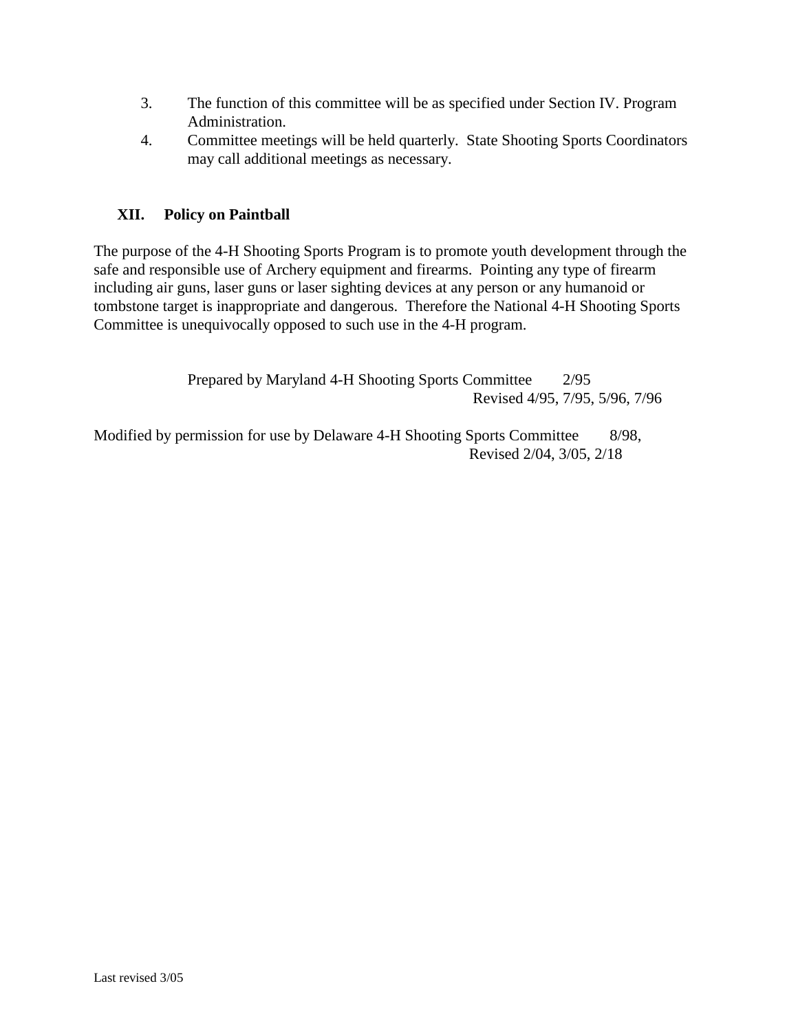3. The function of this committee will be as specified under Section IV. Program Administration.
4. Committee meetings will be held quarterly. State Shooting Sports Coordinators may call additional meetings as necessary.

## XII. Policy on Paintball

The purpose of the 4-H Shooting Sports Program is to promote youth development through the safe and responsible use of Archery equipment and firearms. Pointing any type of firearm including air guns, laser guns or laser sighting devices at any person or any humanoid or tombstone target is inappropriate and dangerous. Therefore the National 4-H Shooting Sports Committee is unequivocally opposed to such use in the 4-H program.

Prepared by Maryland 4-H Shooting Sports Committee 2/95
Revised 4/95, 7/95, 5/96, 7/96

Modified by permission for use by Delaware 4-H Shooting Sports Committee 8/98,
Revised 2/04, 3/05, 2/18

Last revised 3/05